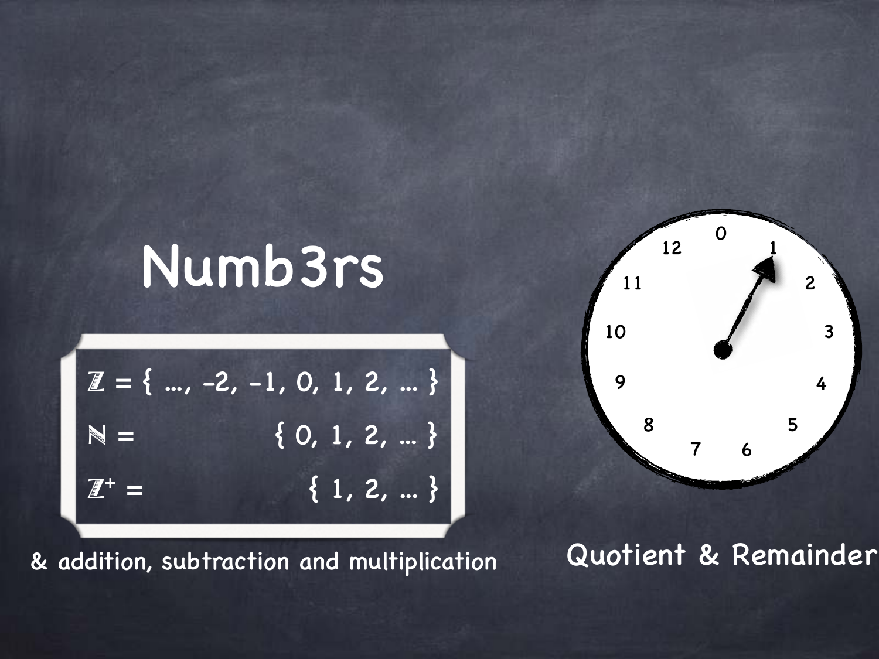# Numb3rs

$\mathbb{Z} = \{ \ldots, -2, -1, 0, 1, 2, \ldots \}$

$\mathbb{N} = \{ 0, 1, 2, \ldots \}$

$\mathbb{Z}^+ = \{ 1, 2, \ldots \}$

& addition, subtraction and multiplication

Quotient & Remainder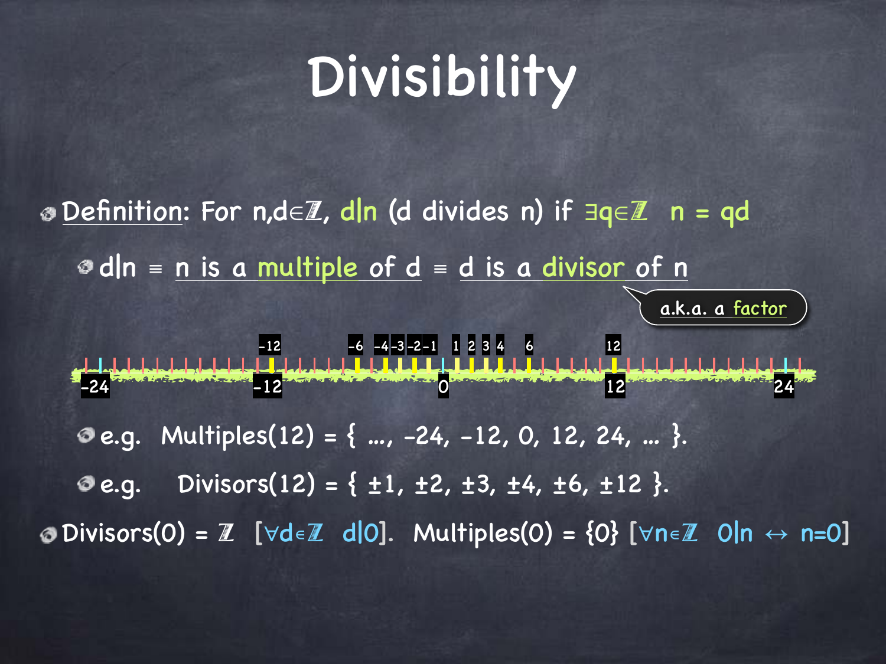# Divisibility

- Definition: For $n,d \in \mathbb{Z}$, $d|n$ ($d$ divides $n$) if $\exists q \in \mathbb{Z}\ \ n = qd$
  - $d|n \equiv$ $n$ is a multiple of $d$ $\equiv$ $d$ is a divisor of $n$

    a.k.a. a factor

  - e.g. $\text{Multiples}(12) = \{ \ldots, -24, -12, 0, 12, 24, \ldots \}$.
  - e.g. $\text{Divisors}(12) = \{ \pm 1, \pm 2, \pm 3, \pm 4, \pm 6, \pm 12 \}$.
- $\text{Divisors}(0) = \mathbb{Z}$ [$\forall d \in \mathbb{Z}\ \ d|0$]. $\text{Multiples}(0) = \{0\}$ [$\forall n \in \mathbb{Z}\ \ 0|n \leftrightarrow n=0$]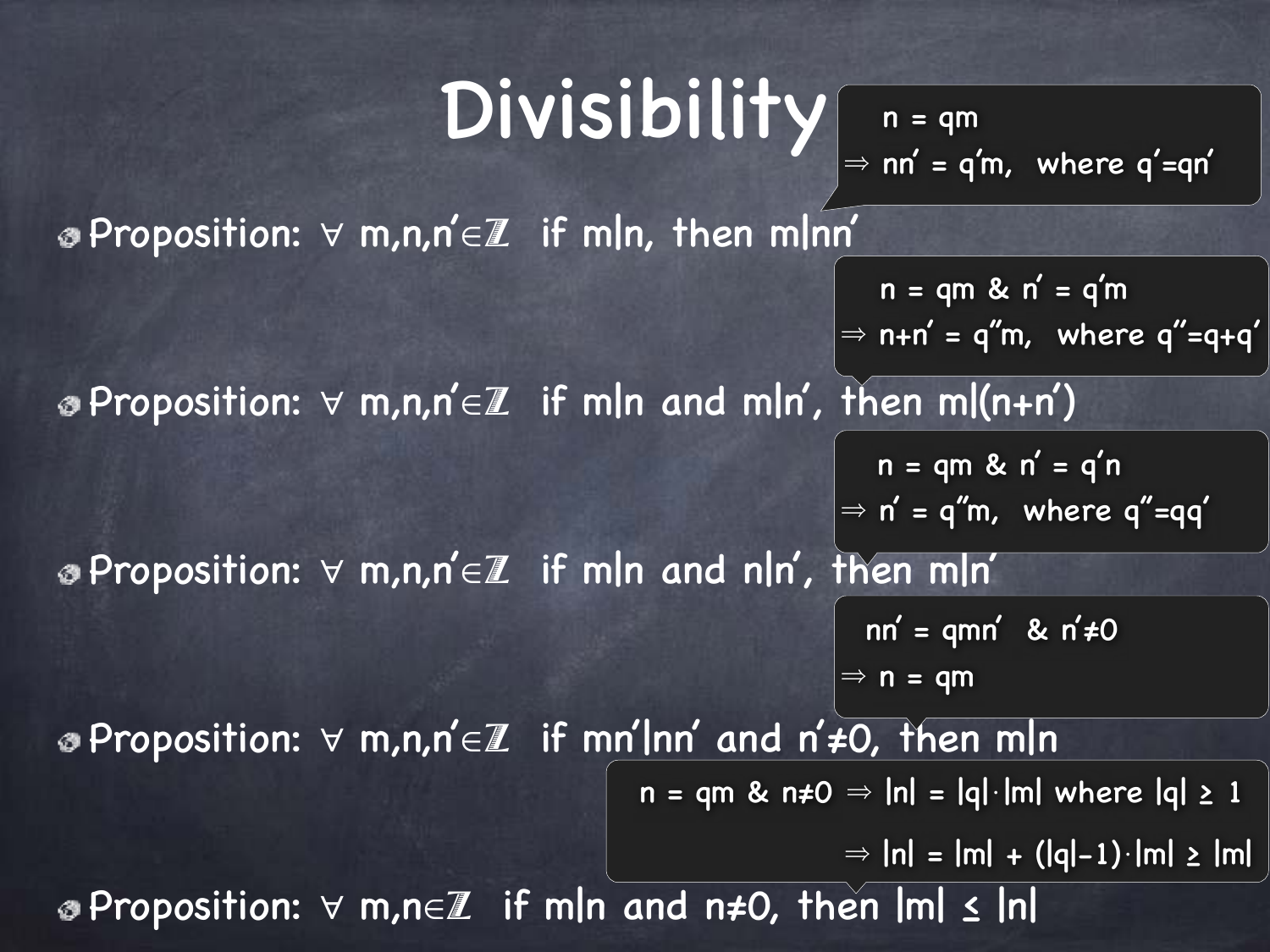# Divisibility

- Proposition: $\forall\, m,n,n' \in \mathbb{Z}$ if $m|n$, then $m|nn'$

  > $n = qm$
  > $\Rightarrow nn' = q'm$, where $q'=qn'$

- Proposition: $\forall\, m,n,n' \in \mathbb{Z}$ if $m|n$ and $m|n'$, then $m|(n+n')$

  > $n = qm$ & $n' = q'm$
  > $\Rightarrow n+n' = q''m$, where $q''=q+q'$

- Proposition: $\forall\, m,n,n' \in \mathbb{Z}$ if $m|n$ and $n|n'$, then $m|n'$

  > $n = qm$ & $n' = q'n$
  > $\Rightarrow n' = q''m$, where $q''=qq'$

- Proposition: $\forall\, m,n,n' \in \mathbb{Z}$ if $mn'|nn'$ and $n' \neq 0$, then $m|n$

  > $nn' = qmn'$ & $n' \neq 0$
  > $\Rightarrow n = qm$

- Proposition: $\forall\, m,n \in \mathbb{Z}$ if $m|n$ and $n \neq 0$, then $|m| \leq |n|$

  > $n = qm$ & $n \neq 0 \Rightarrow |n| = |q| \cdot |m|$ where $|q| \geq 1$
  > $\Rightarrow |n| = |m| + (|q|-1) \cdot |m| \geq |m|$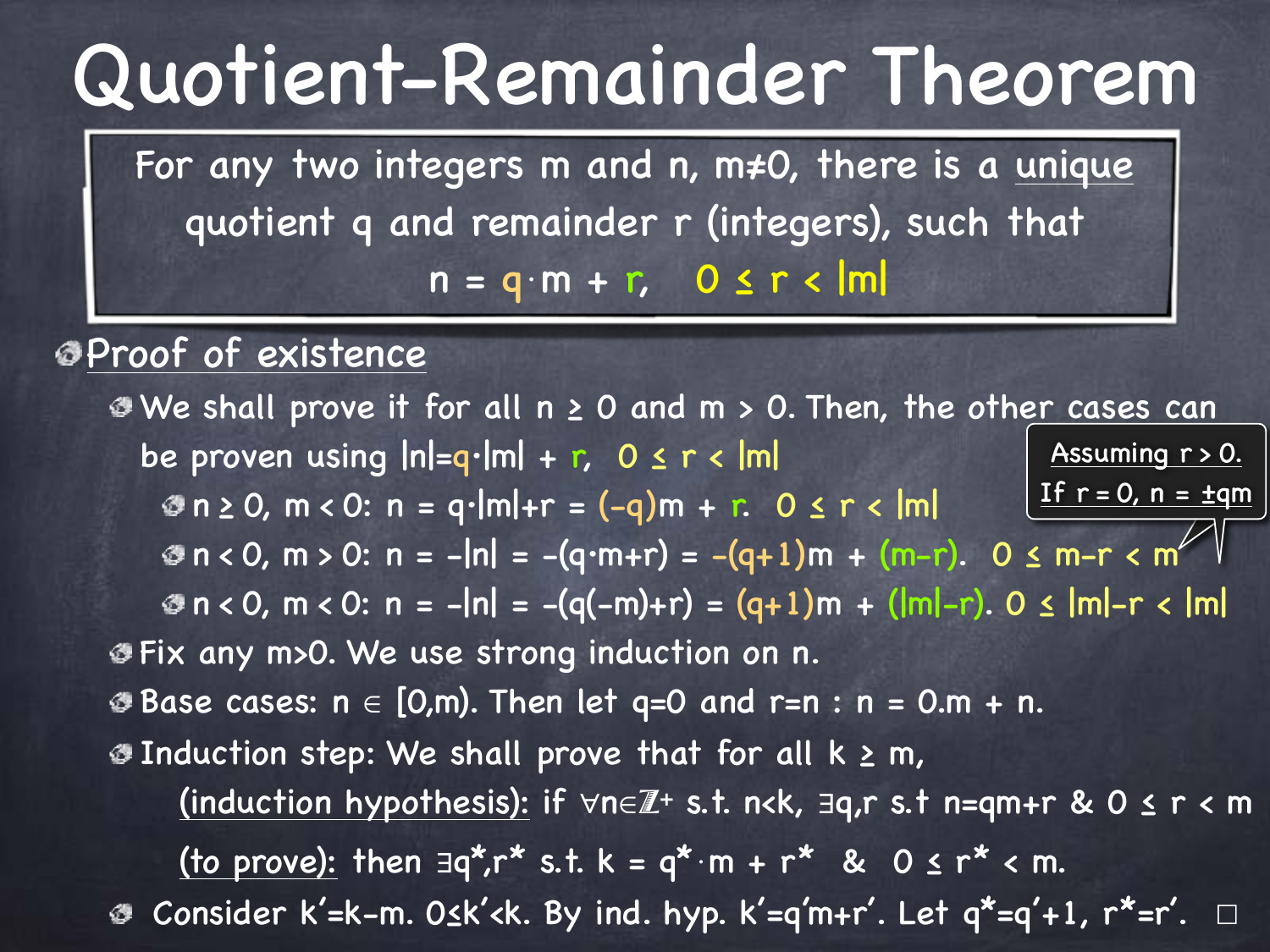# Quotient-Remainder Theorem

> For any two integers m and n, $m \neq 0$, there is a unique quotient q and remainder r (integers), such that
>
> $$n = q \cdot m + r, \quad 0 \leq r < |m|$$

- **Proof of existence**
  - We shall prove it for all $n \geq 0$ and $m > 0$. Then, the other cases can be proven using $|n| = q \cdot |m| + r$, $0 \leq r < |m|$
    - $n \geq 0$, $m < 0$: $n = q \cdot |m| + r = (-q)m + r$. $0 \leq r < |m|$
    - $n < 0$, $m > 0$: $n = -|n| = -(q \cdot m + r) = -(q+1)m + (m-r)$. $0 \leq m-r < m$
    - $n < 0$, $m < 0$: $n = -|n| = -(q(-m)+r) = (q+1)m + (|m|-r)$. $0 \leq |m|-r < |m|$

    Assuming $r > 0$. If $r = 0$, $n = \pm qm$

  - Fix any $m > 0$. We use strong induction on n.
  - Base cases: $n \in [0,m)$. Then let $q=0$ and $r=n$ : $n = 0.m + n$.
  - Induction step: We shall prove that for all $k \geq m$,
    - (induction hypothesis): if $\forall n \in \mathbb{Z}^+$ s.t. $n<k$, $\exists q,r$ s.t $n=qm+r$ & $0 \leq r < m$
    - (to prove): then $\exists q^*,r^*$ s.t. $k = q^* \cdot m + r^*$ & $0 \leq r^* < m$.
  - Consider $k'=k-m$. $0 \leq k' < k$. By ind. hyp. $k'=q'm+r'$. Let $q^*=q'+1$, $r^*=r'$. □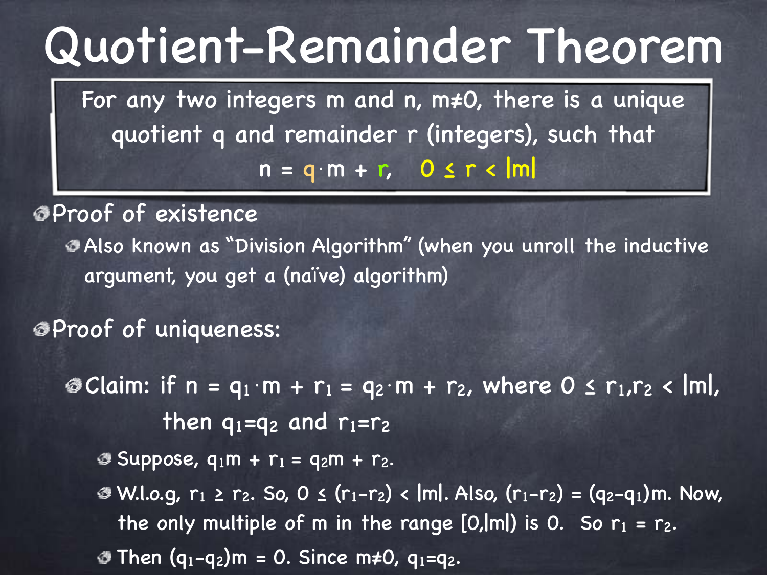# Quotient-Remainder Theorem

> For any two integers m and n, $m \neq 0$, there is a unique quotient q and remainder r (integers), such that
>
> $$n = q \cdot m + r, \quad 0 \leq r < |m|$$

- Proof of existence
  - Also known as "Division Algorithm" (when you unroll the inductive argument, you get a (naïve) algorithm)

- Proof of uniqueness:
  - Claim: if $n = q_1 \cdot m + r_1 = q_2 \cdot m + r_2$, where $0 \leq r_1, r_2 < |m|$, then $q_1 = q_2$ and $r_1 = r_2$
    - Suppose, $q_1 m + r_1 = q_2 m + r_2$.
    - W.l.o.g, $r_1 \geq r_2$. So, $0 \leq (r_1 - r_2) < |m|$. Also, $(r_1 - r_2) = (q_2 - q_1)m$. Now, the only multiple of m in the range $[0, |m|)$ is 0. So $r_1 = r_2$.
    - Then $(q_1 - q_2)m = 0$. Since $m \neq 0$, $q_1 = q_2$.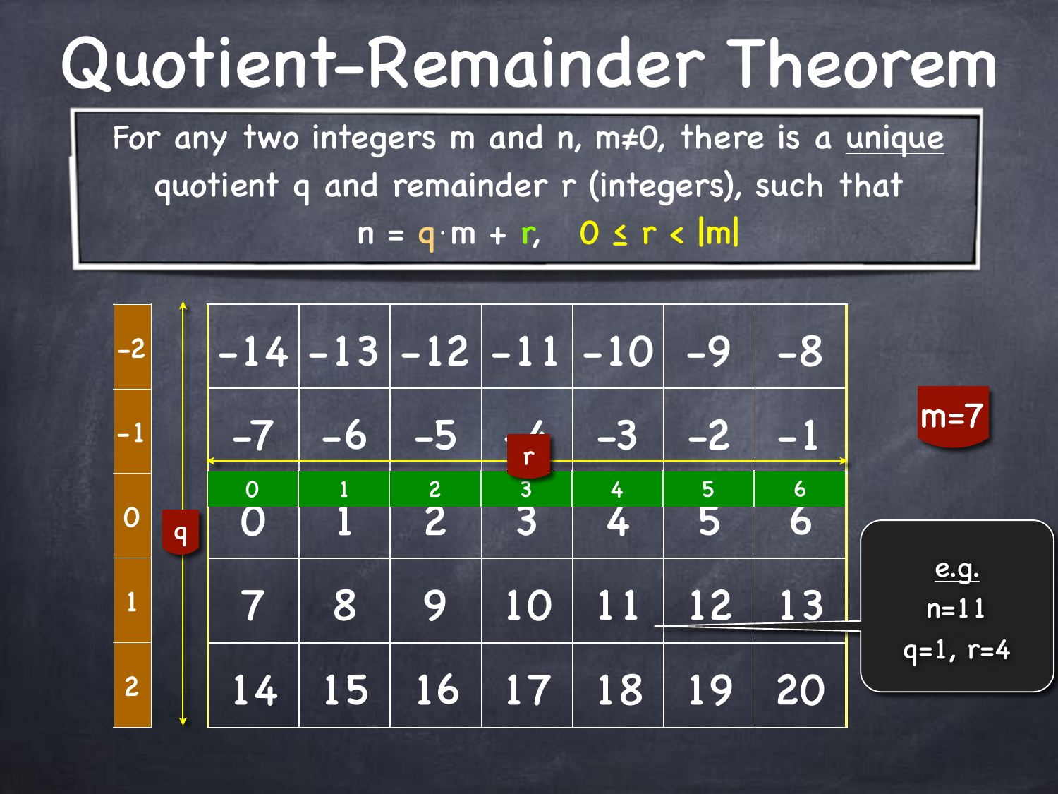# Quotient-Remainder Theorem

For any two integers m and n, $m \neq 0$, there is a unique quotient q and remainder r (integers), such that

$$n = q \cdot m + r, \quad 0 \leq r < |m|$$

m=7

| q \ r | 0 | 1 | 2 | 3 | 4 | 5 | 6 |
|---|---|---|---|---|---|---|---|
| -2 | -14 | -13 | -12 | -11 | -10 | -9 | -8 |
| -1 | -7 | -6 | -5 | -4 | -3 | -2 | -1 |
| 0 | 0 | 1 | 2 | 3 | 4 | 5 | 6 |
| 1 | 7 | 8 | 9 | 10 | 11 | 12 | 13 |
| 2 | 14 | 15 | 16 | 17 | 18 | 19 | 20 |

e.g.
n=11
q=1, r=4